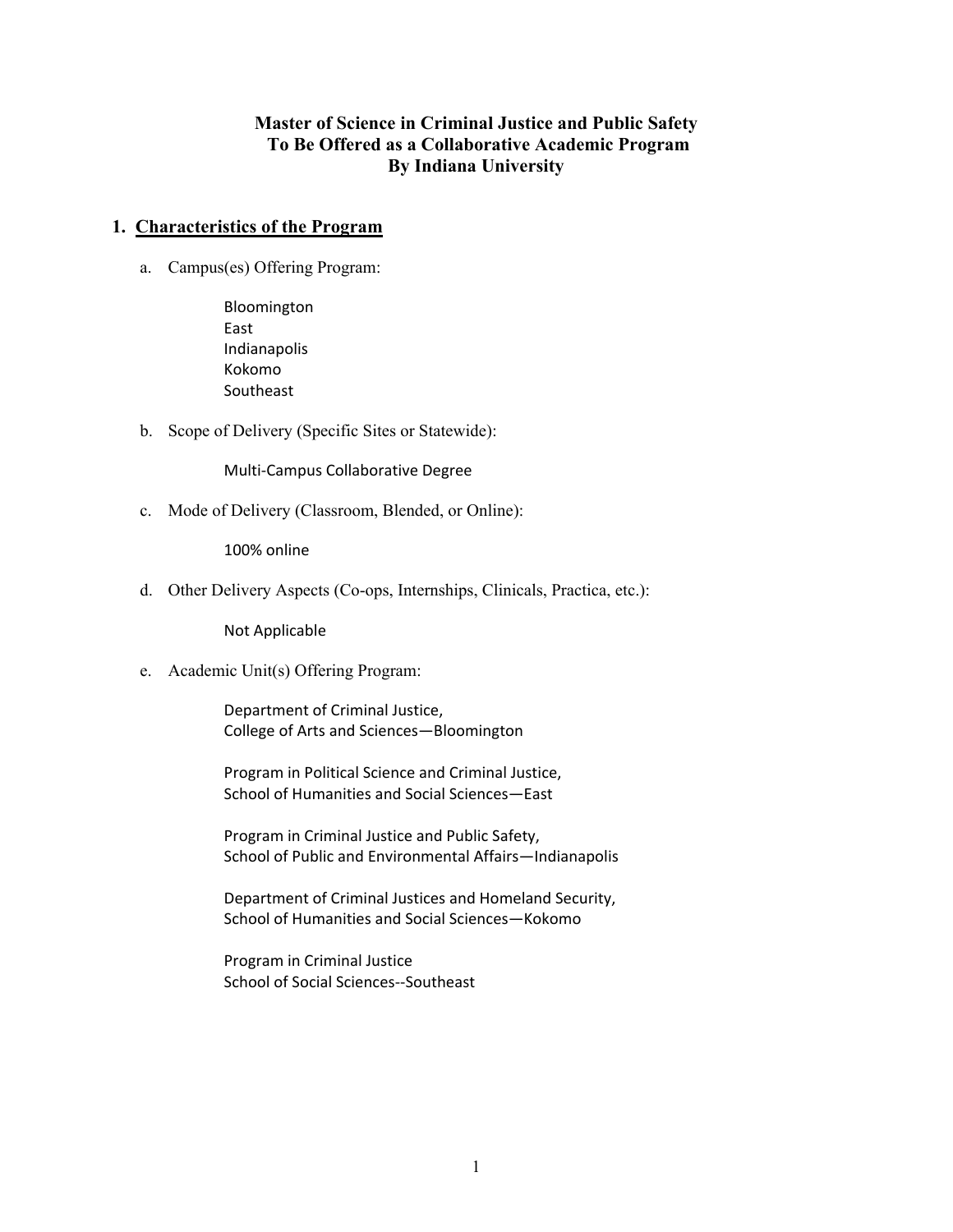# Master of Science in Criminal Justice and Public Safety To Be Offered as a Collaborative Academic Program By Indiana University

## 1. Characteristics of the Program

a. Campus(es) Offering Program:

Bloomington
East
Indianapolis
Kokomo
Southeast

b. Scope of Delivery (Specific Sites or Statewide):

Multi-Campus Collaborative Degree

c. Mode of Delivery (Classroom, Blended, or Online):

100% online

d. Other Delivery Aspects (Co-ops, Internships, Clinicals, Practica, etc.):

Not Applicable

e. Academic Unit(s) Offering Program:

Department of Criminal Justice,
College of Arts and Sciences—Bloomington

Program in Political Science and Criminal Justice,
School of Humanities and Social Sciences—East

Program in Criminal Justice and Public Safety,
School of Public and Environmental Affairs—Indianapolis

Department of Criminal Justices and Homeland Security,
School of Humanities and Social Sciences—Kokomo

Program in Criminal Justice
School of Social Sciences--Southeast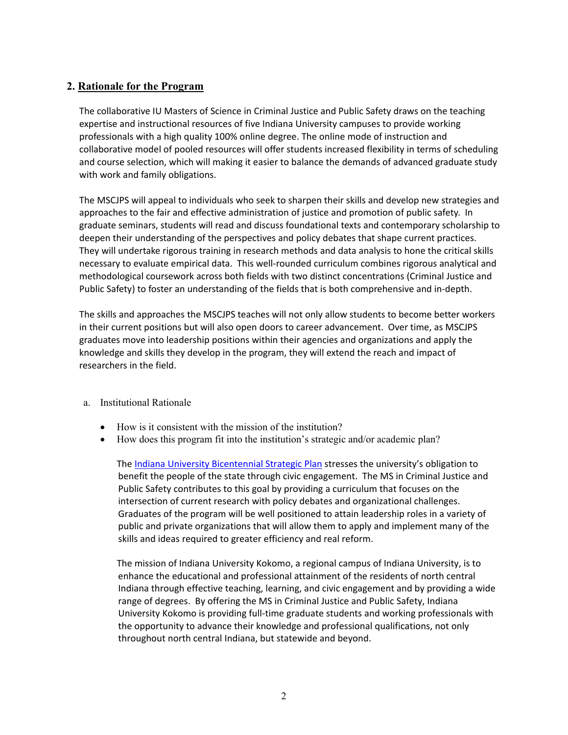## 2. Rationale for the Program

The collaborative IU Masters of Science in Criminal Justice and Public Safety draws on the teaching expertise and instructional resources of five Indiana University campuses to provide working professionals with a high quality 100% online degree. The online mode of instruction and collaborative model of pooled resources will offer students increased flexibility in terms of scheduling and course selection, which will making it easier to balance the demands of advanced graduate study with work and family obligations.

The MSCJPS will appeal to individuals who seek to sharpen their skills and develop new strategies and approaches to the fair and effective administration of justice and promotion of public safety. In graduate seminars, students will read and discuss foundational texts and contemporary scholarship to deepen their understanding of the perspectives and policy debates that shape current practices. They will undertake rigorous training in research methods and data analysis to hone the critical skills necessary to evaluate empirical data. This well-rounded curriculum combines rigorous analytical and methodological coursework across both fields with two distinct concentrations (Criminal Justice and Public Safety) to foster an understanding of the fields that is both comprehensive and in-depth.

The skills and approaches the MSCJPS teaches will not only allow students to become better workers in their current positions but will also open doors to career advancement. Over time, as MSCJPS graduates move into leadership positions within their agencies and organizations and apply the knowledge and skills they develop in the program, they will extend the reach and impact of researchers in the field.

a. Institutional Rationale

- How is it consistent with the mission of the institution?
- How does this program fit into the institution's strategic and/or academic plan?

The Indiana University Bicentennial Strategic Plan stresses the university's obligation to benefit the people of the state through civic engagement. The MS in Criminal Justice and Public Safety contributes to this goal by providing a curriculum that focuses on the intersection of current research with policy debates and organizational challenges. Graduates of the program will be well positioned to attain leadership roles in a variety of public and private organizations that will allow them to apply and implement many of the skills and ideas required to greater efficiency and real reform.

The mission of Indiana University Kokomo, a regional campus of Indiana University, is to enhance the educational and professional attainment of the residents of north central Indiana through effective teaching, learning, and civic engagement and by providing a wide range of degrees. By offering the MS in Criminal Justice and Public Safety, Indiana University Kokomo is providing full-time graduate students and working professionals with the opportunity to advance their knowledge and professional qualifications, not only throughout north central Indiana, but statewide and beyond.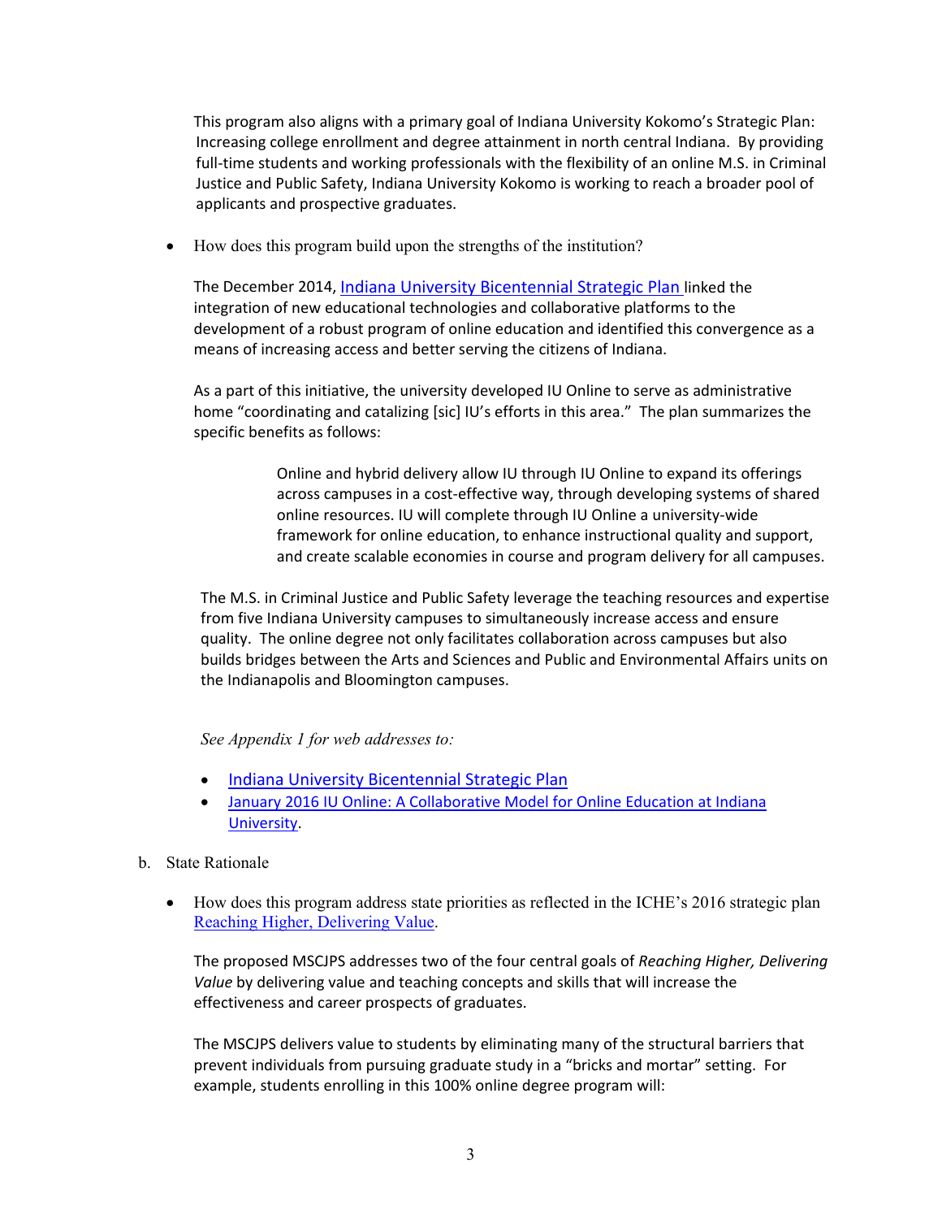This program also aligns with a primary goal of Indiana University Kokomo's Strategic Plan: Increasing college enrollment and degree attainment in north central Indiana. By providing full-time students and working professionals with the flexibility of an online M.S. in Criminal Justice and Public Safety, Indiana University Kokomo is working to reach a broader pool of applicants and prospective graduates.

- How does this program build upon the strengths of the institution?

  The December 2014, Indiana University Bicentennial Strategic Plan linked the integration of new educational technologies and collaborative platforms to the development of a robust program of online education and identified this convergence as a means of increasing access and better serving the citizens of Indiana.

  As a part of this initiative, the university developed IU Online to serve as administrative home "coordinating and catalizing [sic] IU's efforts in this area." The plan summarizes the specific benefits as follows:

  > Online and hybrid delivery allow IU through IU Online to expand its offerings across campuses in a cost-effective way, through developing systems of shared online resources. IU will complete through IU Online a university-wide framework for online education, to enhance instructional quality and support, and create scalable economies in course and program delivery for all campuses.

  The M.S. in Criminal Justice and Public Safety leverage the teaching resources and expertise from five Indiana University campuses to simultaneously increase access and ensure quality. The online degree not only facilitates collaboration across campuses but also builds bridges between the Arts and Sciences and Public and Environmental Affairs units on the Indianapolis and Bloomington campuses.

  *See Appendix 1 for web addresses to:*

  - Indiana University Bicentennial Strategic Plan
  - January 2016 IU Online: A Collaborative Model for Online Education at Indiana University.

b. State Rationale

- How does this program address state priorities as reflected in the ICHE's 2016 strategic plan Reaching Higher, Delivering Value.

  The proposed MSCJPS addresses two of the four central goals of *Reaching Higher, Delivering Value* by delivering value and teaching concepts and skills that will increase the effectiveness and career prospects of graduates.

  The MSCJPS delivers value to students by eliminating many of the structural barriers that prevent individuals from pursuing graduate study in a "bricks and mortar" setting. For example, students enrolling in this 100% online degree program will: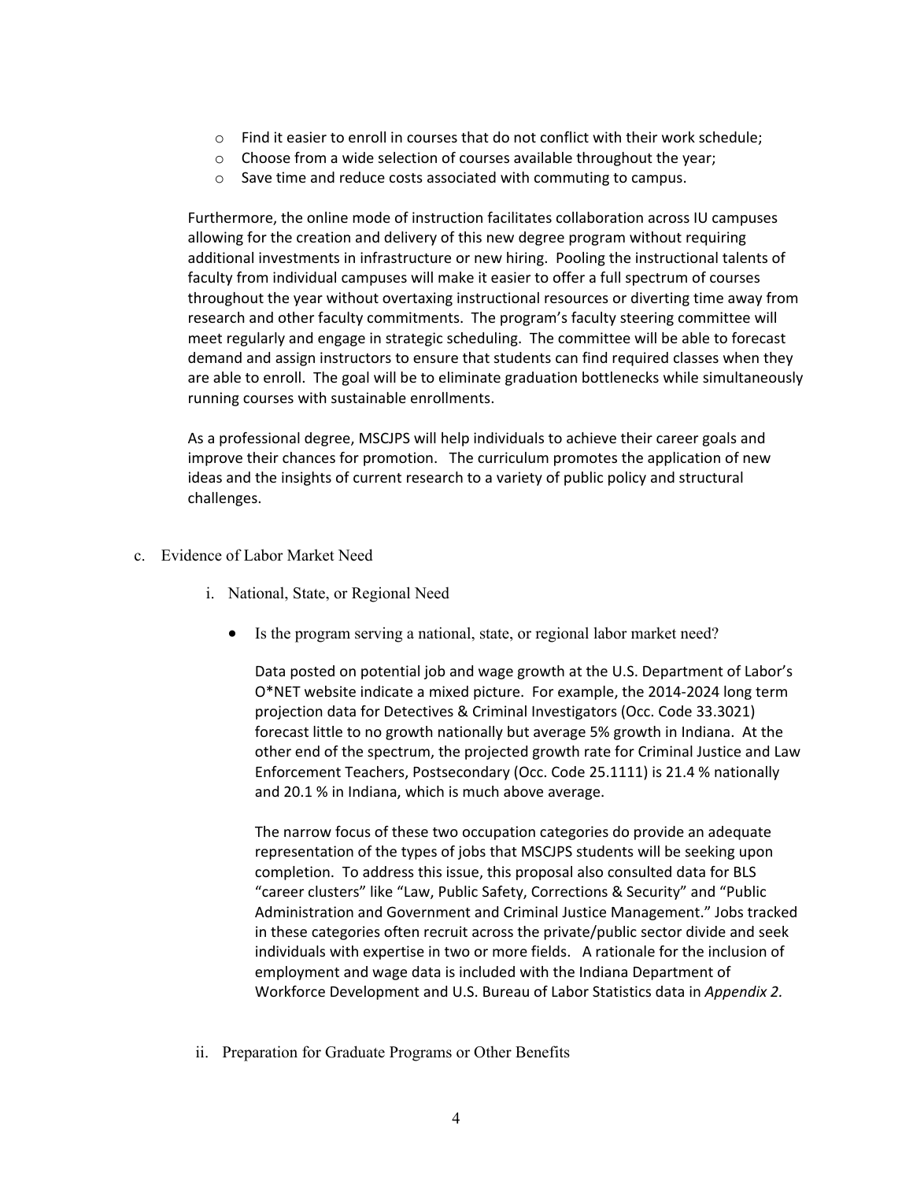- Find it easier to enroll in courses that do not conflict with their work schedule;
- Choose from a wide selection of courses available throughout the year;
- Save time and reduce costs associated with commuting to campus.

Furthermore, the online mode of instruction facilitates collaboration across IU campuses allowing for the creation and delivery of this new degree program without requiring additional investments in infrastructure or new hiring. Pooling the instructional talents of faculty from individual campuses will make it easier to offer a full spectrum of courses throughout the year without overtaxing instructional resources or diverting time away from research and other faculty commitments. The program's faculty steering committee will meet regularly and engage in strategic scheduling. The committee will be able to forecast demand and assign instructors to ensure that students can find required classes when they are able to enroll. The goal will be to eliminate graduation bottlenecks while simultaneously running courses with sustainable enrollments.

As a professional degree, MSCJPS will help individuals to achieve their career goals and improve their chances for promotion. The curriculum promotes the application of new ideas and the insights of current research to a variety of public policy and structural challenges.

c. Evidence of Labor Market Need

i. National, State, or Regional Need

- Is the program serving a national, state, or regional labor market need?

  Data posted on potential job and wage growth at the U.S. Department of Labor's O*NET website indicate a mixed picture. For example, the 2014-2024 long term projection data for Detectives & Criminal Investigators (Occ. Code 33.3021) forecast little to no growth nationally but average 5% growth in Indiana. At the other end of the spectrum, the projected growth rate for Criminal Justice and Law Enforcement Teachers, Postsecondary (Occ. Code 25.1111) is 21.4 % nationally and 20.1 % in Indiana, which is much above average.

  The narrow focus of these two occupation categories do provide an adequate representation of the types of jobs that MSCJPS students will be seeking upon completion. To address this issue, this proposal also consulted data for BLS "career clusters" like "Law, Public Safety, Corrections & Security" and "Public Administration and Government and Criminal Justice Management." Jobs tracked in these categories often recruit across the private/public sector divide and seek individuals with expertise in two or more fields. A rationale for the inclusion of employment and wage data is included with the Indiana Department of Workforce Development and U.S. Bureau of Labor Statistics data in *Appendix 2.*

ii. Preparation for Graduate Programs or Other Benefits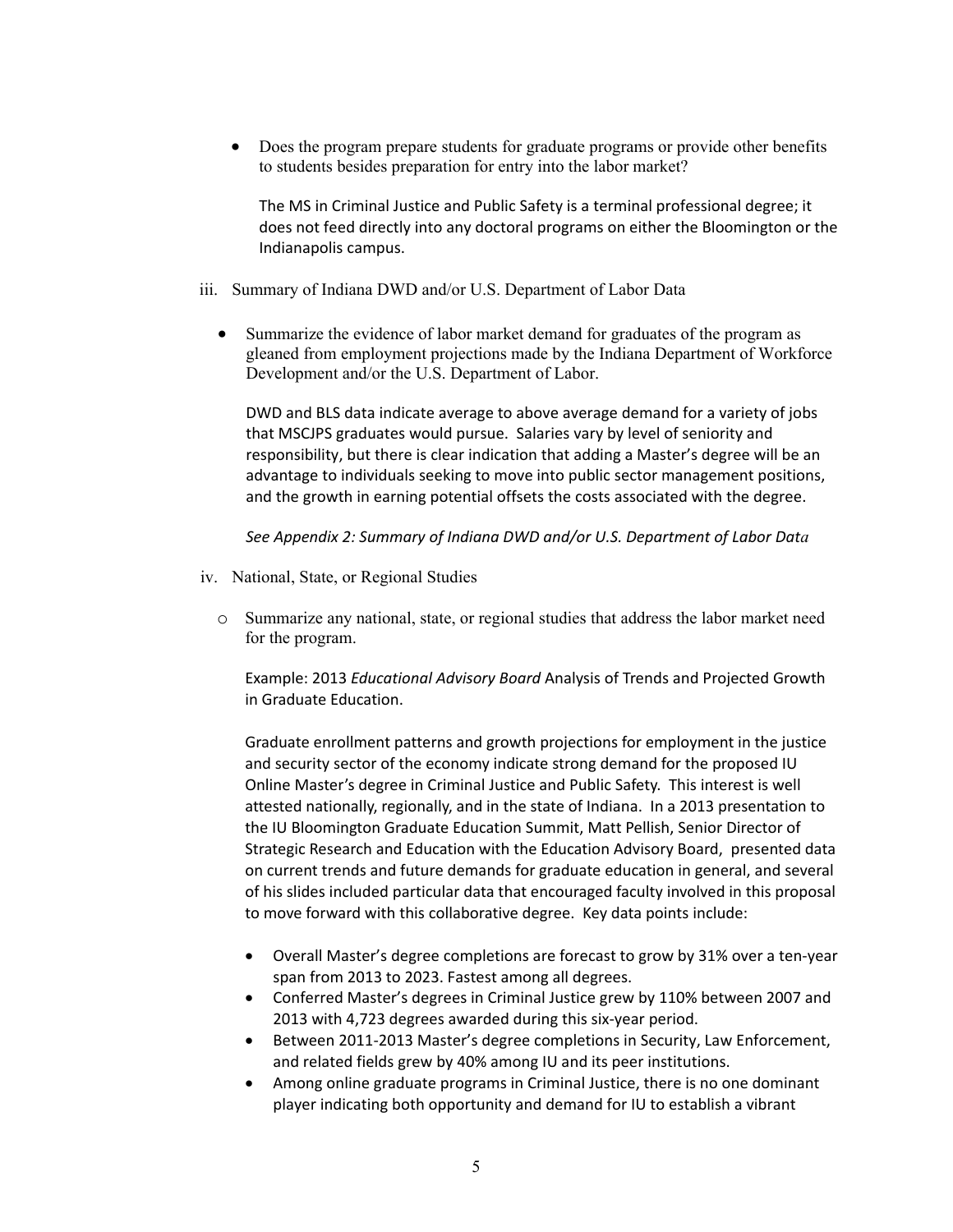- Does the program prepare students for graduate programs or provide other benefits to students besides preparation for entry into the labor market?

  The MS in Criminal Justice and Public Safety is a terminal professional degree; it does not feed directly into any doctoral programs on either the Bloomington or the Indianapolis campus.

iii. Summary of Indiana DWD and/or U.S. Department of Labor Data

- Summarize the evidence of labor market demand for graduates of the program as gleaned from employment projections made by the Indiana Department of Workforce Development and/or the U.S. Department of Labor.

  DWD and BLS data indicate average to above average demand for a variety of jobs that MSCJPS graduates would pursue. Salaries vary by level of seniority and responsibility, but there is clear indication that adding a Master's degree will be an advantage to individuals seeking to move into public sector management positions, and the growth in earning potential offsets the costs associated with the degree.

  *See Appendix 2: Summary of Indiana DWD and/or U.S. Department of Labor Data*

iv. National, State, or Regional Studies

- Summarize any national, state, or regional studies that address the labor market need for the program.

  Example: 2013 *Educational Advisory Board* Analysis of Trends and Projected Growth in Graduate Education.

  Graduate enrollment patterns and growth projections for employment in the justice and security sector of the economy indicate strong demand for the proposed IU Online Master's degree in Criminal Justice and Public Safety. This interest is well attested nationally, regionally, and in the state of Indiana. In a 2013 presentation to the IU Bloomington Graduate Education Summit, Matt Pellish, Senior Director of Strategic Research and Education with the Education Advisory Board, presented data on current trends and future demands for graduate education in general, and several of his slides included particular data that encouraged faculty involved in this proposal to move forward with this collaborative degree. Key data points include:

  - Overall Master's degree completions are forecast to grow by 31% over a ten-year span from 2013 to 2023. Fastest among all degrees.
  - Conferred Master's degrees in Criminal Justice grew by 110% between 2007 and 2013 with 4,723 degrees awarded during this six-year period.
  - Between 2011-2013 Master's degree completions in Security, Law Enforcement, and related fields grew by 40% among IU and its peer institutions.
  - Among online graduate programs in Criminal Justice, there is no one dominant player indicating both opportunity and demand for IU to establish a vibrant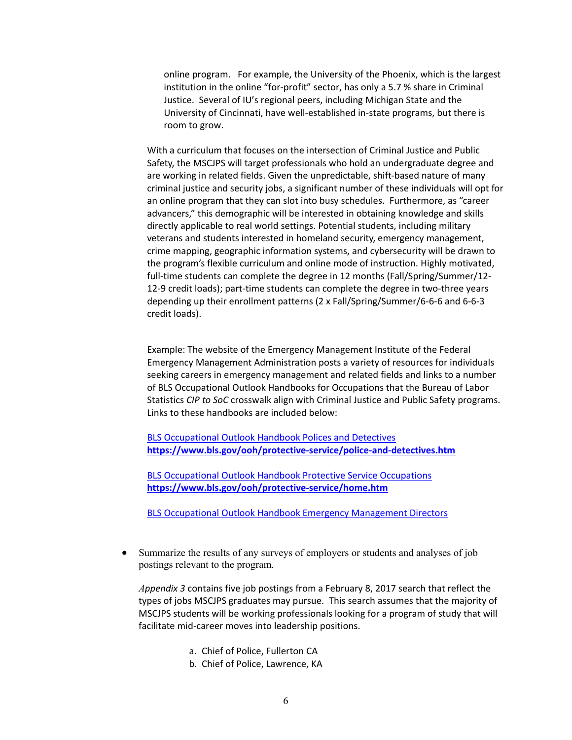online program. For example, the University of the Phoenix, which is the largest institution in the online "for-profit" sector, has only a 5.7 % share in Criminal Justice. Several of IU's regional peers, including Michigan State and the University of Cincinnati, have well-established in-state programs, but there is room to grow.

With a curriculum that focuses on the intersection of Criminal Justice and Public Safety, the MSCJPS will target professionals who hold an undergraduate degree and are working in related fields. Given the unpredictable, shift-based nature of many criminal justice and security jobs, a significant number of these individuals will opt for an online program that they can slot into busy schedules. Furthermore, as "career advancers," this demographic will be interested in obtaining knowledge and skills directly applicable to real world settings. Potential students, including military veterans and students interested in homeland security, emergency management, crime mapping, geographic information systems, and cybersecurity will be drawn to the program's flexible curriculum and online mode of instruction. Highly motivated, full-time students can complete the degree in 12 months (Fall/Spring/Summer/12-12-9 credit loads); part-time students can complete the degree in two-three years depending up their enrollment patterns (2 x Fall/Spring/Summer/6-6-6 and 6-6-3 credit loads).

Example: The website of the Emergency Management Institute of the Federal Emergency Management Administration posts a variety of resources for individuals seeking careers in emergency management and related fields and links to a number of BLS Occupational Outlook Handbooks for Occupations that the Bureau of Labor Statistics *CIP to SoC* crosswalk align with Criminal Justice and Public Safety programs. Links to these handbooks are included below:

BLS Occupational Outlook Handbook Polices and Detectives
**https://www.bls.gov/ooh/protective-service/police-and-detectives.htm**

BLS Occupational Outlook Handbook Protective Service Occupations
**https://www.bls.gov/ooh/protective-service/home.htm**

BLS Occupational Outlook Handbook Emergency Management Directors

- Summarize the results of any surveys of employers or students and analyses of job postings relevant to the program.

  *Appendix 3* contains five job postings from a February 8, 2017 search that reflect the types of jobs MSCJPS graduates may pursue. This search assumes that the majority of MSCJPS students will be working professionals looking for a program of study that will facilitate mid-career moves into leadership positions.

  a. Chief of Police, Fullerton CA
  b. Chief of Police, Lawrence, KA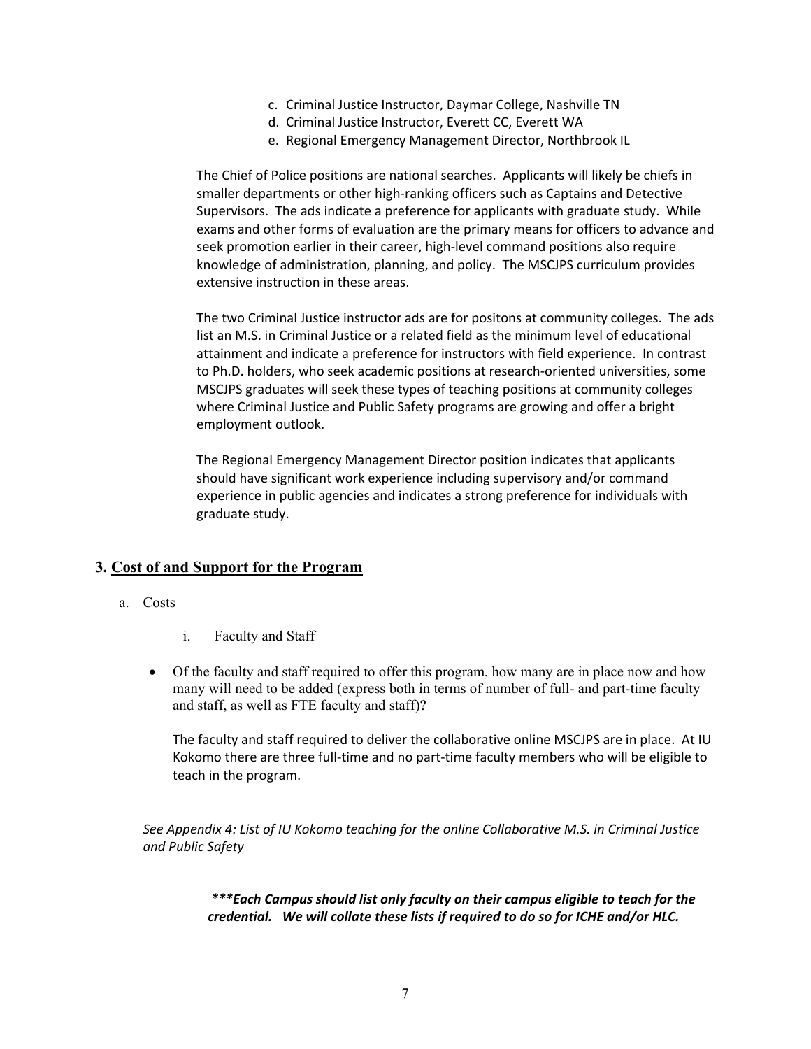c. Criminal Justice Instructor, Daymar College, Nashville TN
d. Criminal Justice Instructor, Everett CC, Everett WA
e. Regional Emergency Management Director, Northbrook IL

The Chief of Police positions are national searches. Applicants will likely be chiefs in smaller departments or other high-ranking officers such as Captains and Detective Supervisors. The ads indicate a preference for applicants with graduate study. While exams and other forms of evaluation are the primary means for officers to advance and seek promotion earlier in their career, high-level command positions also require knowledge of administration, planning, and policy. The MSCJPS curriculum provides extensive instruction in these areas.

The two Criminal Justice instructor ads are for positons at community colleges. The ads list an M.S. in Criminal Justice or a related field as the minimum level of educational attainment and indicate a preference for instructors with field experience. In contrast to Ph.D. holders, who seek academic positions at research-oriented universities, some MSCJPS graduates will seek these types of teaching positions at community colleges where Criminal Justice and Public Safety programs are growing and offer a bright employment outlook.

The Regional Emergency Management Director position indicates that applicants should have significant work experience including supervisory and/or command experience in public agencies and indicates a strong preference for individuals with graduate study.

## 3. Cost of and Support for the Program

a. Costs

i. Faculty and Staff

- Of the faculty and staff required to offer this program, how many are in place now and how many will need to be added (express both in terms of number of full- and part-time faculty and staff, as well as FTE faculty and staff)?

The faculty and staff required to deliver the collaborative online MSCJPS are in place. At IU Kokomo there are three full-time and no part-time faculty members who will be eligible to teach in the program.

*See Appendix 4: List of IU Kokomo teaching for the online Collaborative M.S. in Criminal Justice and Public Safety*

***\*\*\*Each Campus should list only faculty on their campus eligible to teach for the credential. We will collate these lists if required to do so for ICHE and/or HLC.***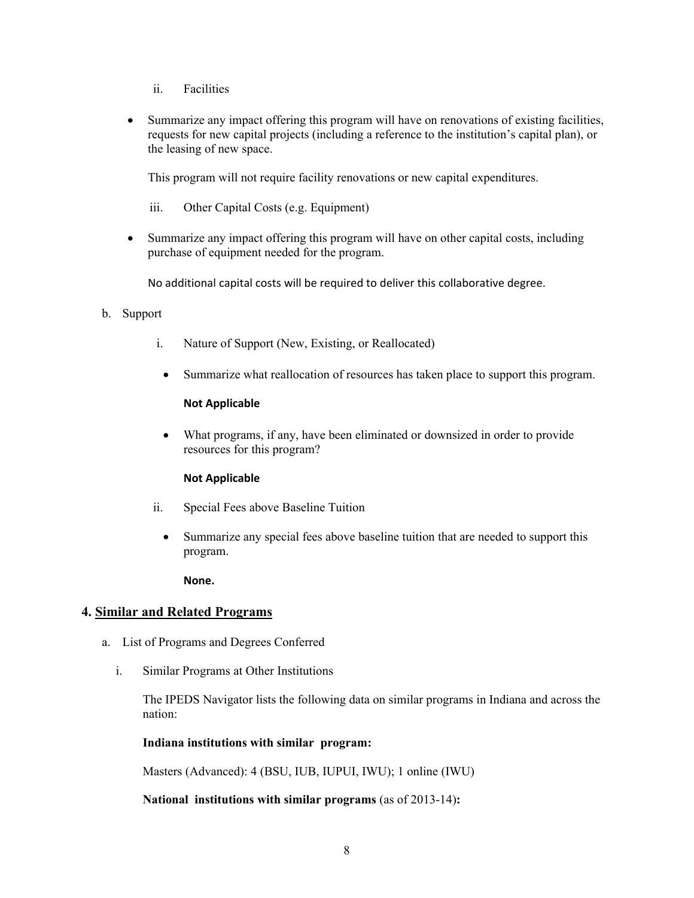ii. Facilities

- Summarize any impact offering this program will have on renovations of existing facilities, requests for new capital projects (including a reference to the institution's capital plan), or the leasing of new space.

  This program will not require facility renovations or new capital expenditures.

iii. Other Capital Costs (e.g. Equipment)

- Summarize any impact offering this program will have on other capital costs, including purchase of equipment needed for the program.

  No additional capital costs will be required to deliver this collaborative degree.

b. Support

i. Nature of Support (New, Existing, or Reallocated)

- Summarize what reallocation of resources has taken place to support this program.

  **Not Applicable**

- What programs, if any, have been eliminated or downsized in order to provide resources for this program?

  **Not Applicable**

ii. Special Fees above Baseline Tuition

- Summarize any special fees above baseline tuition that are needed to support this program.

  **None.**

## 4. Similar and Related Programs

a. List of Programs and Degrees Conferred

i. Similar Programs at Other Institutions

The IPEDS Navigator lists the following data on similar programs in Indiana and across the nation:

**Indiana institutions with similar program:**

Masters (Advanced): 4 (BSU, IUB, IUPUI, IWU); 1 online (IWU)

**National institutions with similar programs** (as of 2013-14)**:**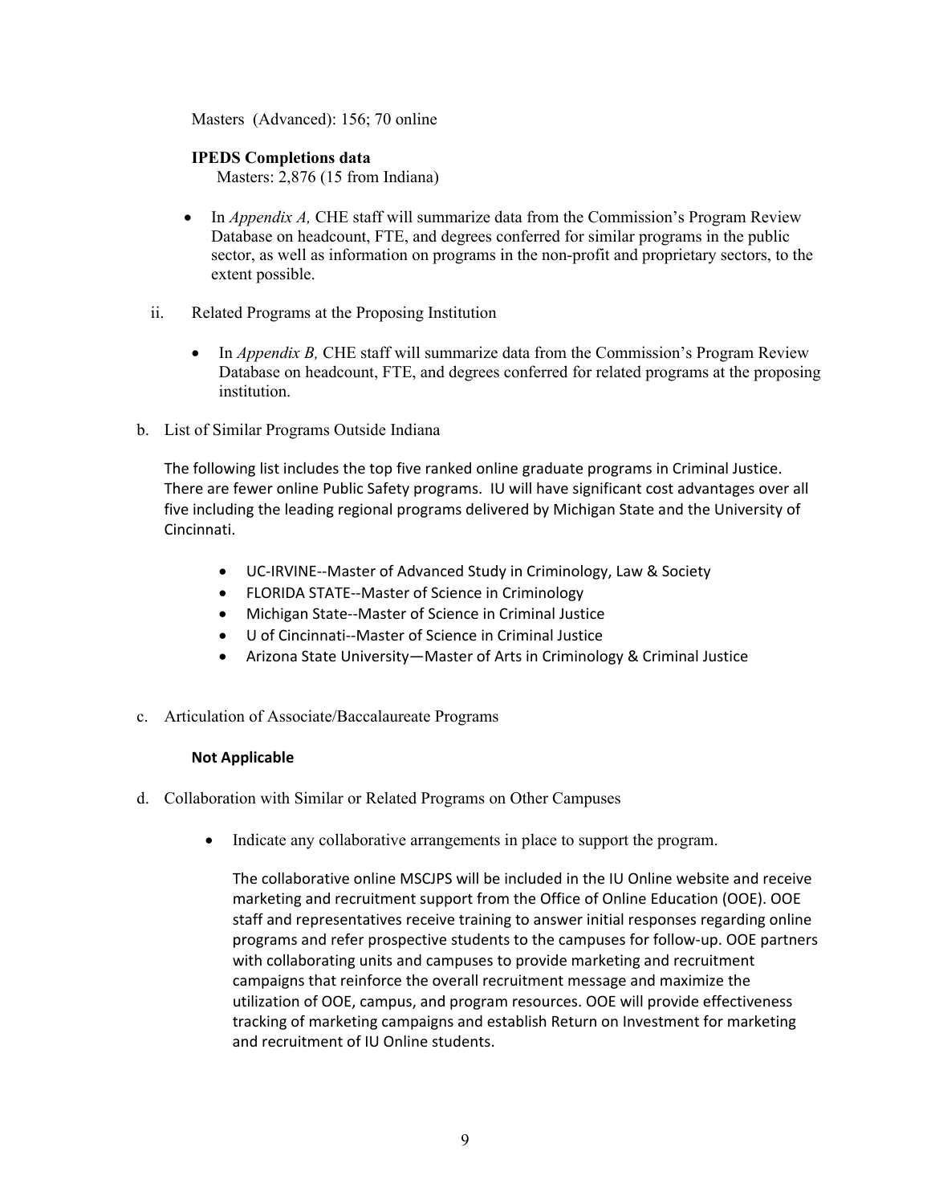Masters (Advanced): 156; 70 online

**IPEDS Completions data**
Masters: 2,876 (15 from Indiana)

- In *Appendix A,* CHE staff will summarize data from the Commission's Program Review Database on headcount, FTE, and degrees conferred for similar programs in the public sector, as well as information on programs in the non-profit and proprietary sectors, to the extent possible.

ii. Related Programs at the Proposing Institution

- In *Appendix B,* CHE staff will summarize data from the Commission's Program Review Database on headcount, FTE, and degrees conferred for related programs at the proposing institution.

b. List of Similar Programs Outside Indiana

The following list includes the top five ranked online graduate programs in Criminal Justice. There are fewer online Public Safety programs. IU will have significant cost advantages over all five including the leading regional programs delivered by Michigan State and the University of Cincinnati.

- UC-IRVINE--Master of Advanced Study in Criminology, Law & Society
- FLORIDA STATE--Master of Science in Criminology
- Michigan State--Master of Science in Criminal Justice
- U of Cincinnati--Master of Science in Criminal Justice
- Arizona State University—Master of Arts in Criminology & Criminal Justice

c. Articulation of Associate/Baccalaureate Programs

**Not Applicable**

d. Collaboration with Similar or Related Programs on Other Campuses

- Indicate any collaborative arrangements in place to support the program.

  The collaborative online MSCJPS will be included in the IU Online website and receive marketing and recruitment support from the Office of Online Education (OOE). OOE staff and representatives receive training to answer initial responses regarding online programs and refer prospective students to the campuses for follow-up. OOE partners with collaborating units and campuses to provide marketing and recruitment campaigns that reinforce the overall recruitment message and maximize the utilization of OOE, campus, and program resources. OOE will provide effectiveness tracking of marketing campaigns and establish Return on Investment for marketing and recruitment of IU Online students.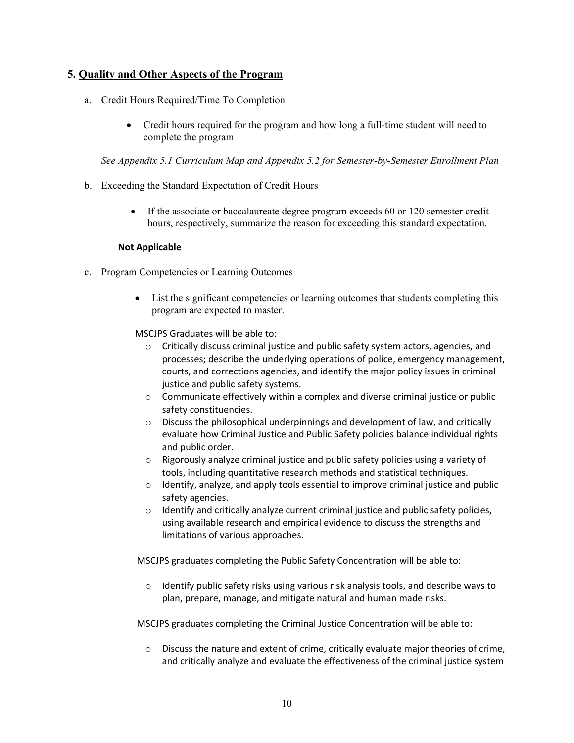## 5. Quality and Other Aspects of the Program

a. Credit Hours Required/Time To Completion

- Credit hours required for the program and how long a full-time student will need to complete the program

*See Appendix 5.1 Curriculum Map and Appendix 5.2 for Semester-by-Semester Enrollment Plan*

b. Exceeding the Standard Expectation of Credit Hours

- If the associate or baccalaureate degree program exceeds 60 or 120 semester credit hours, respectively, summarize the reason for exceeding this standard expectation.

**Not Applicable**

c. Program Competencies or Learning Outcomes

- List the significant competencies or learning outcomes that students completing this program are expected to master.

MSCJPS Graduates will be able to:

- Critically discuss criminal justice and public safety system actors, agencies, and processes; describe the underlying operations of police, emergency management, courts, and corrections agencies, and identify the major policy issues in criminal justice and public safety systems.
- Communicate effectively within a complex and diverse criminal justice or public safety constituencies.
- Discuss the philosophical underpinnings and development of law, and critically evaluate how Criminal Justice and Public Safety policies balance individual rights and public order.
- Rigorously analyze criminal justice and public safety policies using a variety of tools, including quantitative research methods and statistical techniques.
- Identify, analyze, and apply tools essential to improve criminal justice and public safety agencies.
- Identify and critically analyze current criminal justice and public safety policies, using available research and empirical evidence to discuss the strengths and limitations of various approaches.

MSCJPS graduates completing the Public Safety Concentration will be able to:

- Identify public safety risks using various risk analysis tools, and describe ways to plan, prepare, manage, and mitigate natural and human made risks.

MSCJPS graduates completing the Criminal Justice Concentration will be able to:

- Discuss the nature and extent of crime, critically evaluate major theories of crime, and critically analyze and evaluate the effectiveness of the criminal justice system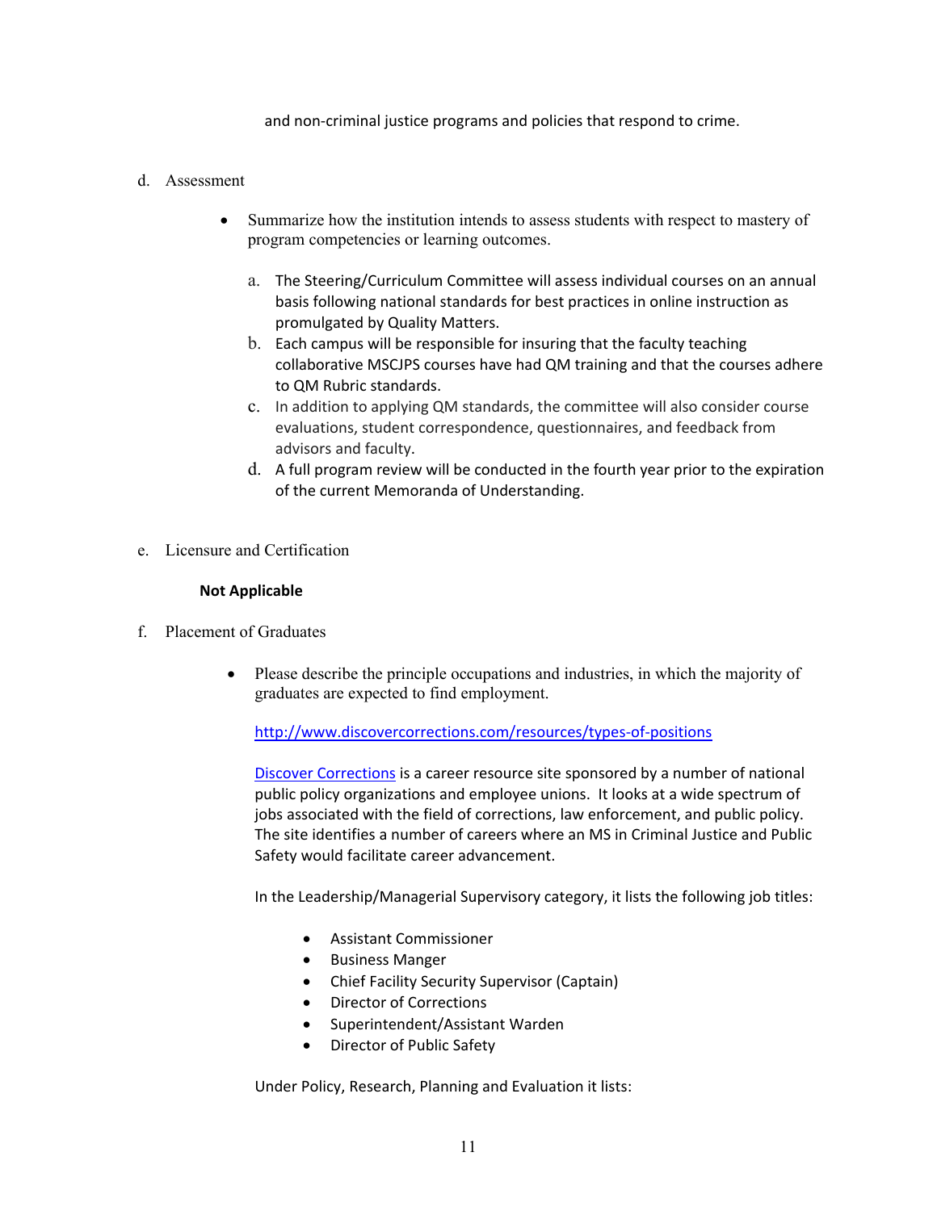and non-criminal justice programs and policies that respond to crime.

d. Assessment

- Summarize how the institution intends to assess students with respect to mastery of program competencies or learning outcomes.

  a. The Steering/Curriculum Committee will assess individual courses on an annual basis following national standards for best practices in online instruction as promulgated by Quality Matters.
  b. Each campus will be responsible for insuring that the faculty teaching collaborative MSCJPS courses have had QM training and that the courses adhere to QM Rubric standards.
  c. In addition to applying QM standards, the committee will also consider course evaluations, student correspondence, questionnaires, and feedback from advisors and faculty.
  d. A full program review will be conducted in the fourth year prior to the expiration of the current Memoranda of Understanding.

e. Licensure and Certification

**Not Applicable**

f. Placement of Graduates

- Please describe the principle occupations and industries, in which the majority of graduates are expected to find employment.

  http://www.discovercorrections.com/resources/types-of-positions

  Discover Corrections is a career resource site sponsored by a number of national public policy organizations and employee unions. It looks at a wide spectrum of jobs associated with the field of corrections, law enforcement, and public policy. The site identifies a number of careers where an MS in Criminal Justice and Public Safety would facilitate career advancement.

  In the Leadership/Managerial Supervisory category, it lists the following job titles:

  - Assistant Commissioner
  - Business Manger
  - Chief Facility Security Supervisor (Captain)
  - Director of Corrections
  - Superintendent/Assistant Warden
  - Director of Public Safety

  Under Policy, Research, Planning and Evaluation it lists: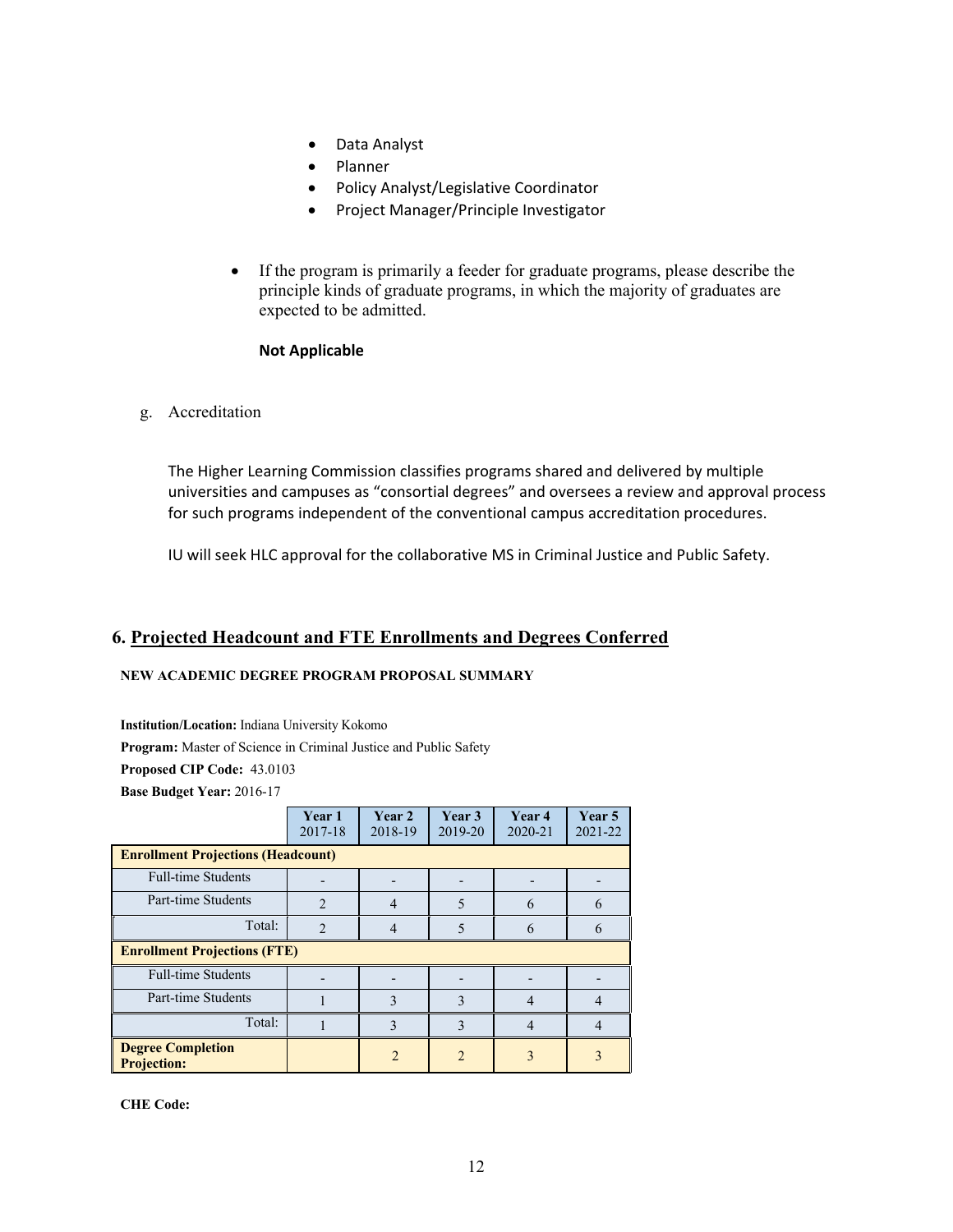- Data Analyst
- Planner
- Policy Analyst/Legislative Coordinator
- Project Manager/Principle Investigator

- If the program is primarily a feeder for graduate programs, please describe the principle kinds of graduate programs, in which the majority of graduates are expected to be admitted.

  **Not Applicable**

g. Accreditation

The Higher Learning Commission classifies programs shared and delivered by multiple universities and campuses as "consortial degrees" and oversees a review and approval process for such programs independent of the conventional campus accreditation procedures.

IU will seek HLC approval for the collaborative MS in Criminal Justice and Public Safety.

## 6. Projected Headcount and FTE Enrollments and Degrees Conferred

**NEW ACADEMIC DEGREE PROGRAM PROPOSAL SUMMARY**

**Institution/Location:** Indiana University Kokomo

**Program:** Master of Science in Criminal Justice and Public Safety

**Proposed CIP Code:** 43.0103

**Base Budget Year:** 2016-17

| | Year 1 2017-18 | Year 2 2018-19 | Year 3 2019-20 | Year 4 2020-21 | Year 5 2021-22 |
|---|---|---|---|---|---|
| **Enrollment Projections (Headcount)** | | | | | |
| Full-time Students | - | - | - | - | - |
| Part-time Students | 2 | 4 | 5 | 6 | 6 |
| Total: | 2 | 4 | 5 | 6 | 6 |
| **Enrollment Projections (FTE)** | | | | | |
| Full-time Students | - | - | - | - | - |
| Part-time Students | 1 | 3 | 3 | 4 | 4 |
| Total: | 1 | 3 | 3 | 4 | 4 |
| **Degree Completion Projection:** | | 2 | 2 | 3 | 3 |

**CHE Code:**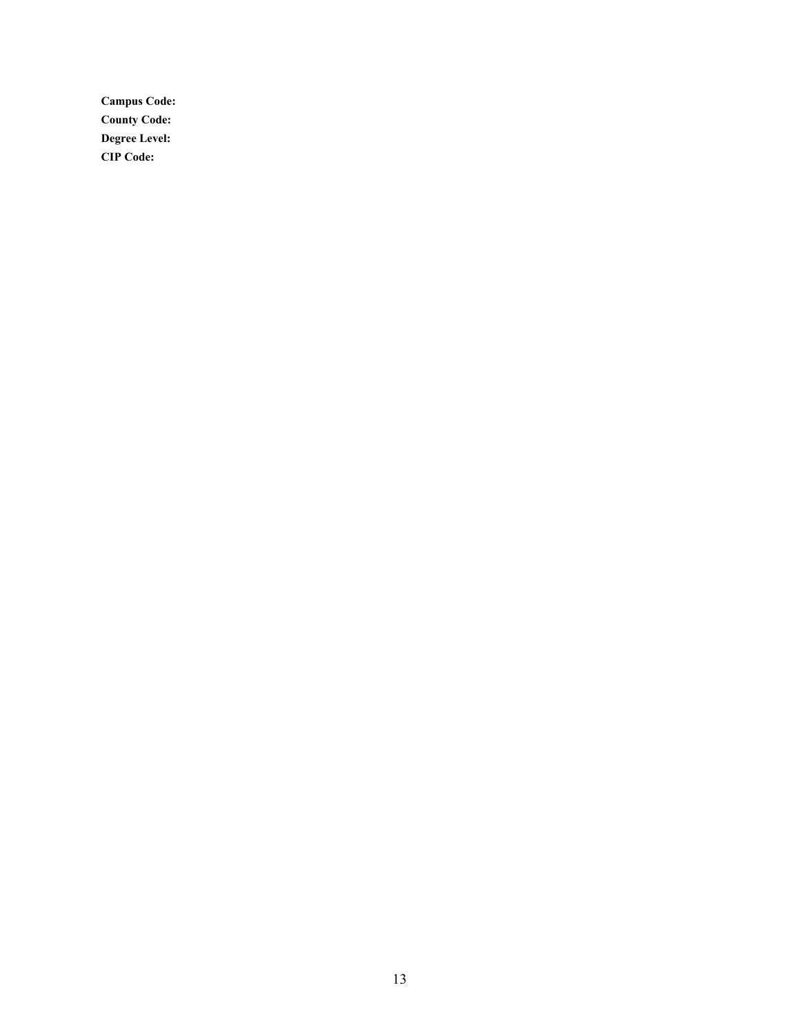**Campus Code:**
**County Code:**
**Degree Level:**
**CIP Code:**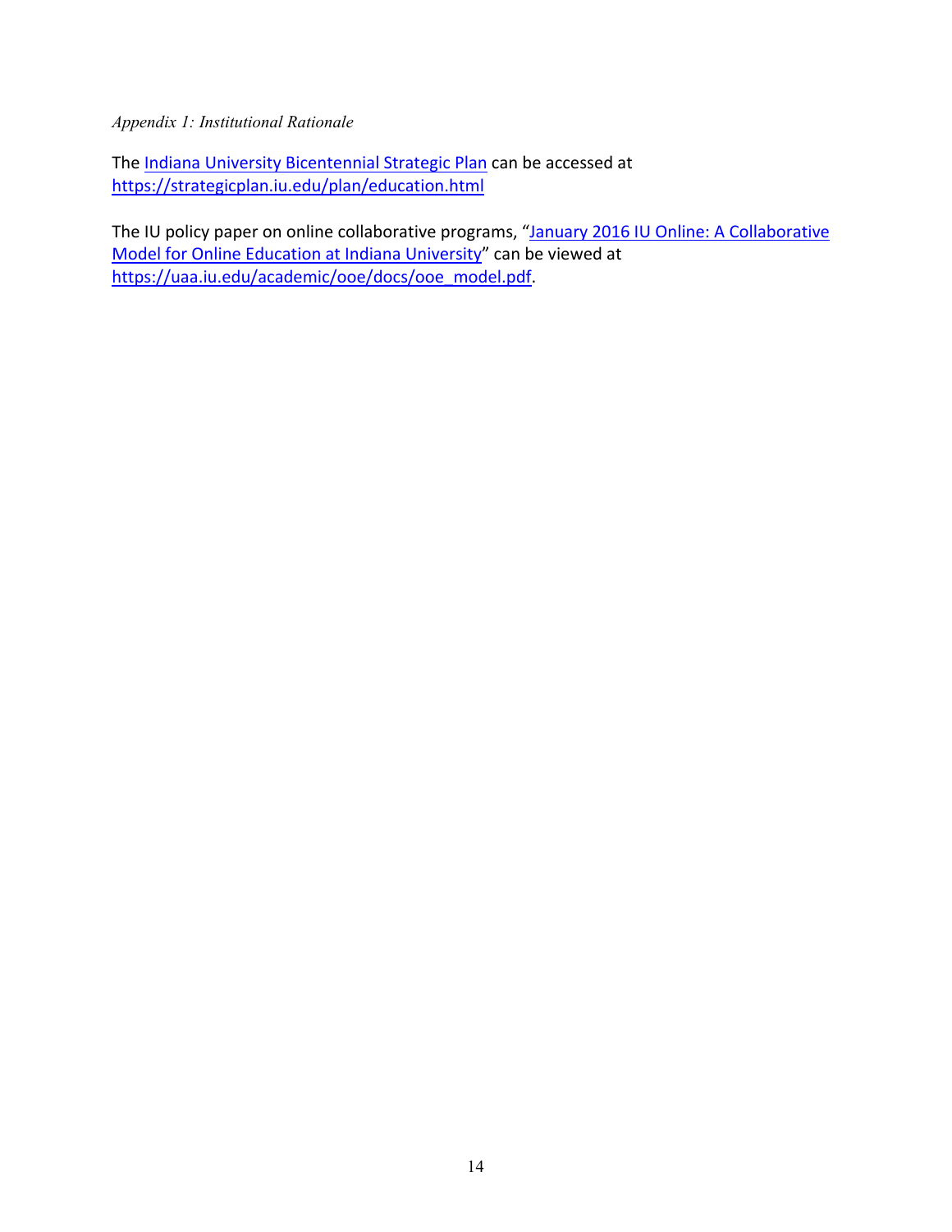*Appendix 1: Institutional Rationale*

The [Indiana University Bicentennial Strategic Plan](https://strategicplan.iu.edu/plan/education.html) can be accessed at https://strategicplan.iu.edu/plan/education.html

The IU policy paper on online collaborative programs, "[January 2016 IU Online: A Collaborative Model for Online Education at Indiana University](https://uaa.iu.edu/academic/ooe/docs/ooe_model.pdf)" can be viewed at https://uaa.iu.edu/academic/ooe/docs/ooe_model.pdf.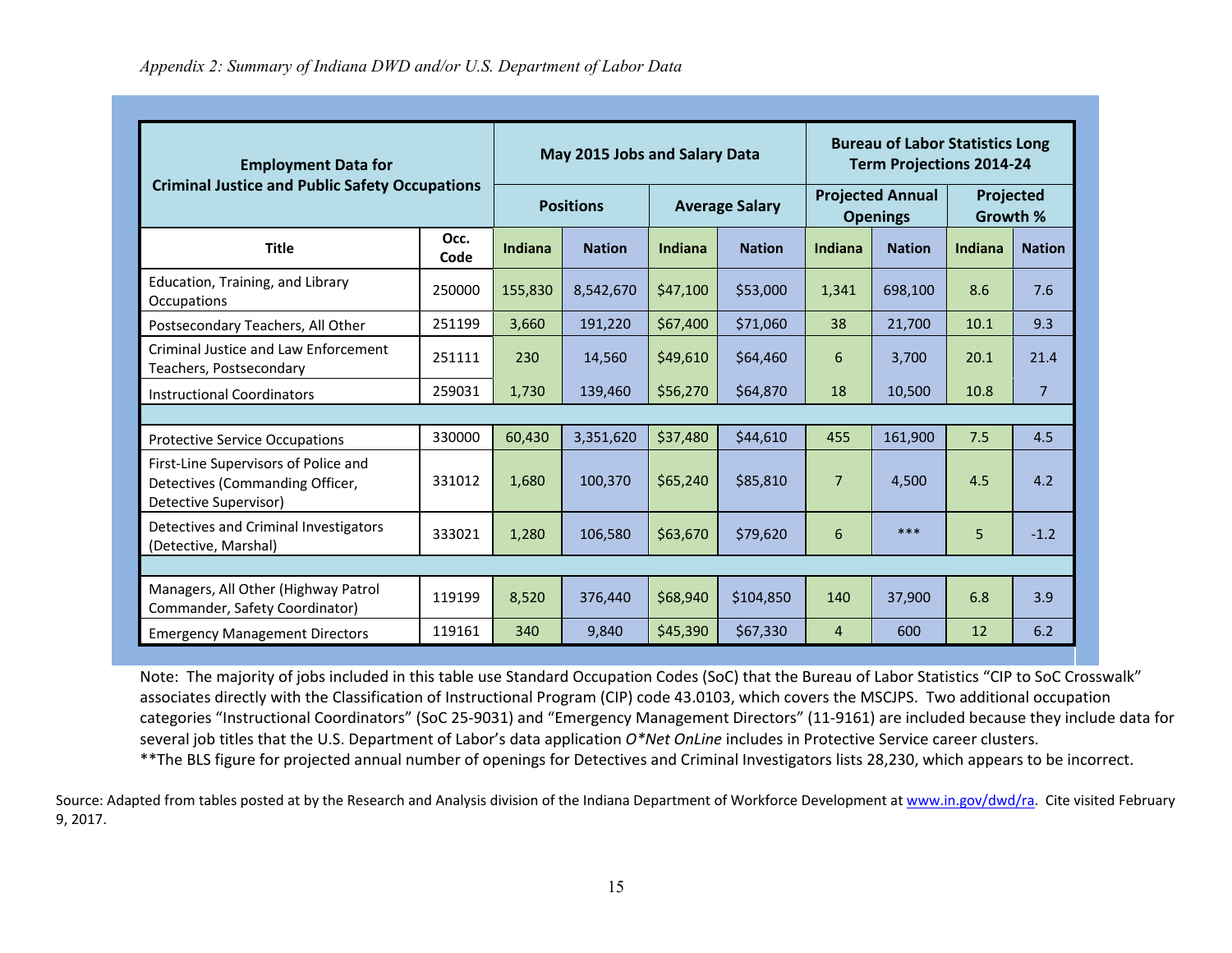*Appendix 2: Summary of Indiana DWD and/or U.S. Department of Labor Data*

| Employment Data for Criminal Justice and Public Safety Occupations | | May 2015 Jobs and Salary Data | | | | Bureau of Labor Statistics Long Term Projections 2014-24 | | | |
|---|---|---|---|---|---|---|---|---|---|
| | | Positions | | Average Salary | | Projected Annual Openings | | Projected Growth % | |
| Title | Occ. Code | Indiana | Nation | Indiana | Nation | Indiana | Nation | Indiana | Nation |
| Education, Training, and Library Occupations | 250000 | 155,830 | 8,542,670 | $47,100 | $53,000 | 1,341 | 698,100 | 8.6 | 7.6 |
| Postsecondary Teachers, All Other | 251199 | 3,660 | 191,220 | $67,400 | $71,060 | 38 | 21,700 | 10.1 | 9.3 |
| Criminal Justice and Law Enforcement Teachers, Postsecondary | 251111 | 230 | 14,560 | $49,610 | $64,460 | 6 | 3,700 | 20.1 | 21.4 |
| Instructional Coordinators | 259031 | 1,730 | 139,460 | $56,270 | $64,870 | 18 | 10,500 | 10.8 | 7 |
| | | | | | | | | | |
| Protective Service Occupations | 330000 | 60,430 | 3,351,620 | $37,480 | $44,610 | 455 | 161,900 | 7.5 | 4.5 |
| First-Line Supervisors of Police and Detectives (Commanding Officer, Detective Supervisor) | 331012 | 1,680 | 100,370 | $65,240 | $85,810 | 7 | 4,500 | 4.5 | 4.2 |
| Detectives and Criminal Investigators (Detective, Marshal) | 333021 | 1,280 | 106,580 | $63,670 | $79,620 | 6 | *** | 5 | -1.2 |
| | | | | | | | | | |
| Managers, All Other (Highway Patrol Commander, Safety Coordinator) | 119199 | 8,520 | 376,440 | $68,940 | $104,850 | 140 | 37,900 | 6.8 | 3.9 |
| Emergency Management Directors | 119161 | 340 | 9,840 | $45,390 | $67,330 | 4 | 600 | 12 | 6.2 |

Note: The majority of jobs included in this table use Standard Occupation Codes (SoC) that the Bureau of Labor Statistics "CIP to SoC Crosswalk" associates directly with the Classification of Instructional Program (CIP) code 43.0103, which covers the MSCJPS. Two additional occupation categories "Instructional Coordinators" (SoC 25-9031) and "Emergency Management Directors" (11-9161) are included because they include data for several job titles that the U.S. Department of Labor's data application *O*Net OnLine* includes in Protective Service career clusters.
**The BLS figure for projected annual number of openings for Detectives and Criminal Investigators lists 28,230, which appears to be incorrect.

Source: Adapted from tables posted at by the Research and Analysis division of the Indiana Department of Workforce Development at [www.in.gov/dwd/ra](www.in.gov/dwd/ra). Cite visited February 9, 2017.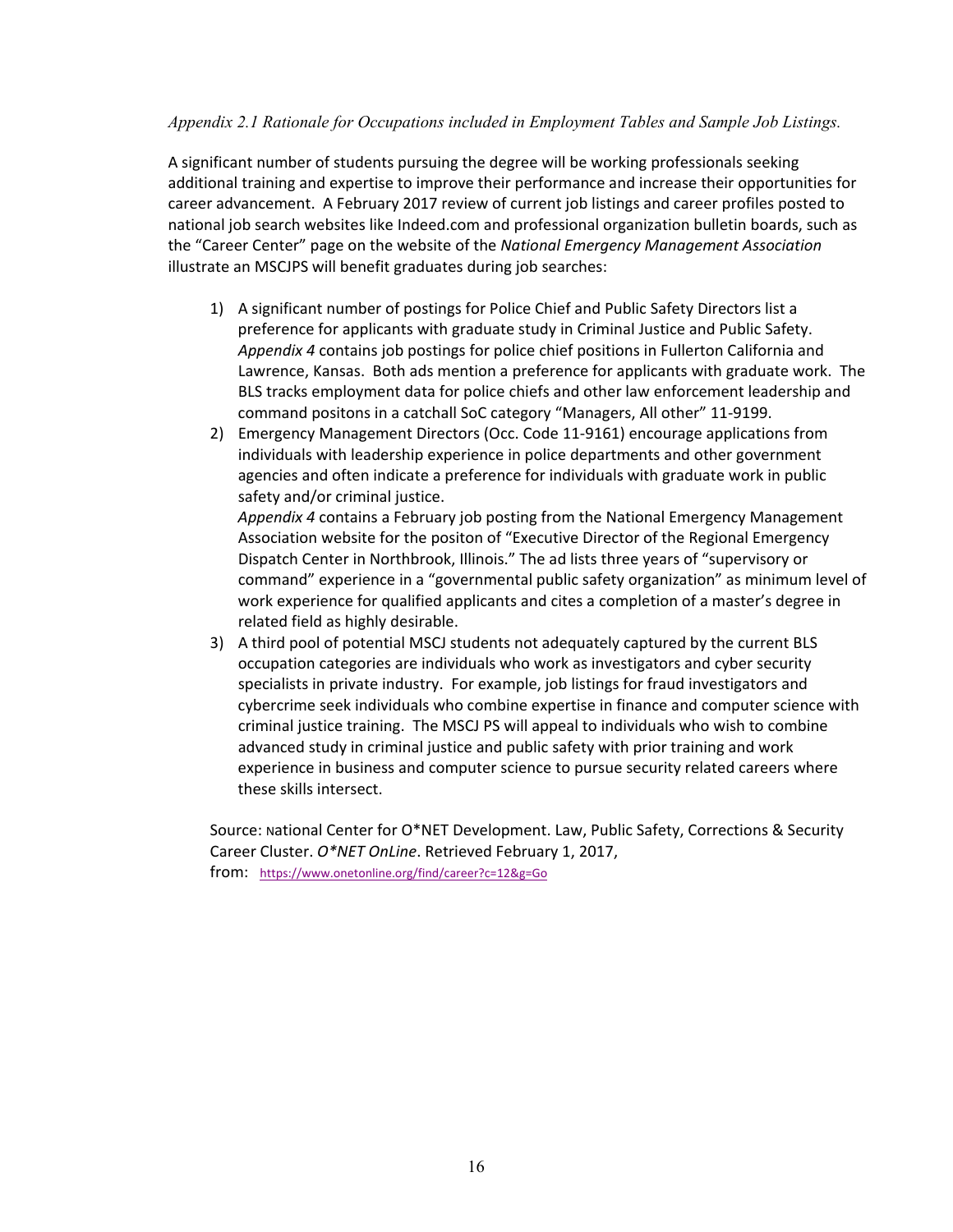*Appendix 2.1 Rationale for Occupations included in Employment Tables and Sample Job Listings.*

A significant number of students pursuing the degree will be working professionals seeking additional training and expertise to improve their performance and increase their opportunities for career advancement. A February 2017 review of current job listings and career profiles posted to national job search websites like Indeed.com and professional organization bulletin boards, such as the "Career Center" page on the website of the *National Emergency Management Association* illustrate an MSCJPS will benefit graduates during job searches:

1) A significant number of postings for Police Chief and Public Safety Directors list a preference for applicants with graduate study in Criminal Justice and Public Safety. *Appendix 4* contains job postings for police chief positions in Fullerton California and Lawrence, Kansas. Both ads mention a preference for applicants with graduate work. The BLS tracks employment data for police chiefs and other law enforcement leadership and command positons in a catchall SoC category "Managers, All other" 11-9199.
2) Emergency Management Directors (Occ. Code 11-9161) encourage applications from individuals with leadership experience in police departments and other government agencies and often indicate a preference for individuals with graduate work in public safety and/or criminal justice.
   *Appendix 4* contains a February job posting from the National Emergency Management Association website for the positon of "Executive Director of the Regional Emergency Dispatch Center in Northbrook, Illinois." The ad lists three years of "supervisory or command" experience in a "governmental public safety organization" as minimum level of work experience for qualified applicants and cites a completion of a master's degree in related field as highly desirable.
3) A third pool of potential MSCJ students not adequately captured by the current BLS occupation categories are individuals who work as investigators and cyber security specialists in private industry. For example, job listings for fraud investigators and cybercrime seek individuals who combine expertise in finance and computer science with criminal justice training. The MSCJ PS will appeal to individuals who wish to combine advanced study in criminal justice and public safety with prior training and work experience in business and computer science to pursue security related careers where these skills intersect.

Source: National Center for O*NET Development. Law, Public Safety, Corrections & Security Career Cluster. *O*NET OnLine*. Retrieved February 1, 2017, from: https://www.onetonline.org/find/career?c=12&g=Go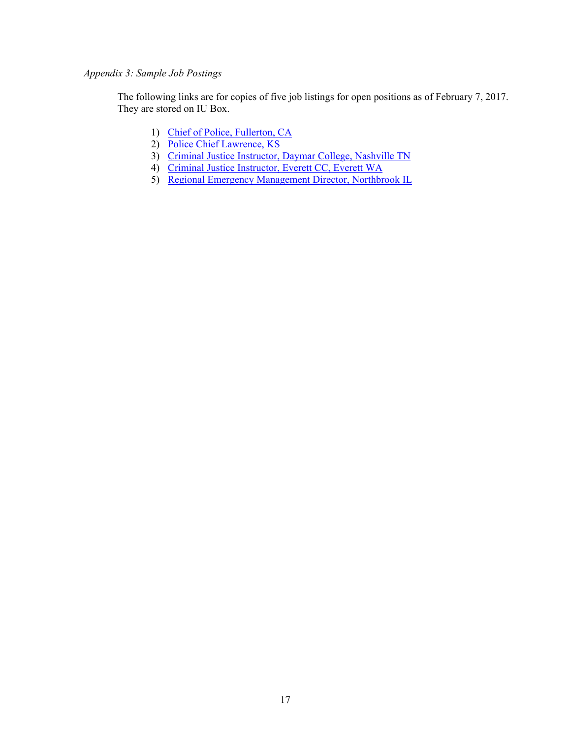*Appendix 3: Sample Job Postings*

The following links are for copies of five job listings for open positions as of February 7, 2017. They are stored on IU Box.

1) Chief of Police, Fullerton, CA
2) Police Chief Lawrence, KS
3) Criminal Justice Instructor, Daymar College, Nashville TN
4) Criminal Justice Instructor, Everett CC, Everett WA
5) Regional Emergency Management Director, Northbrook IL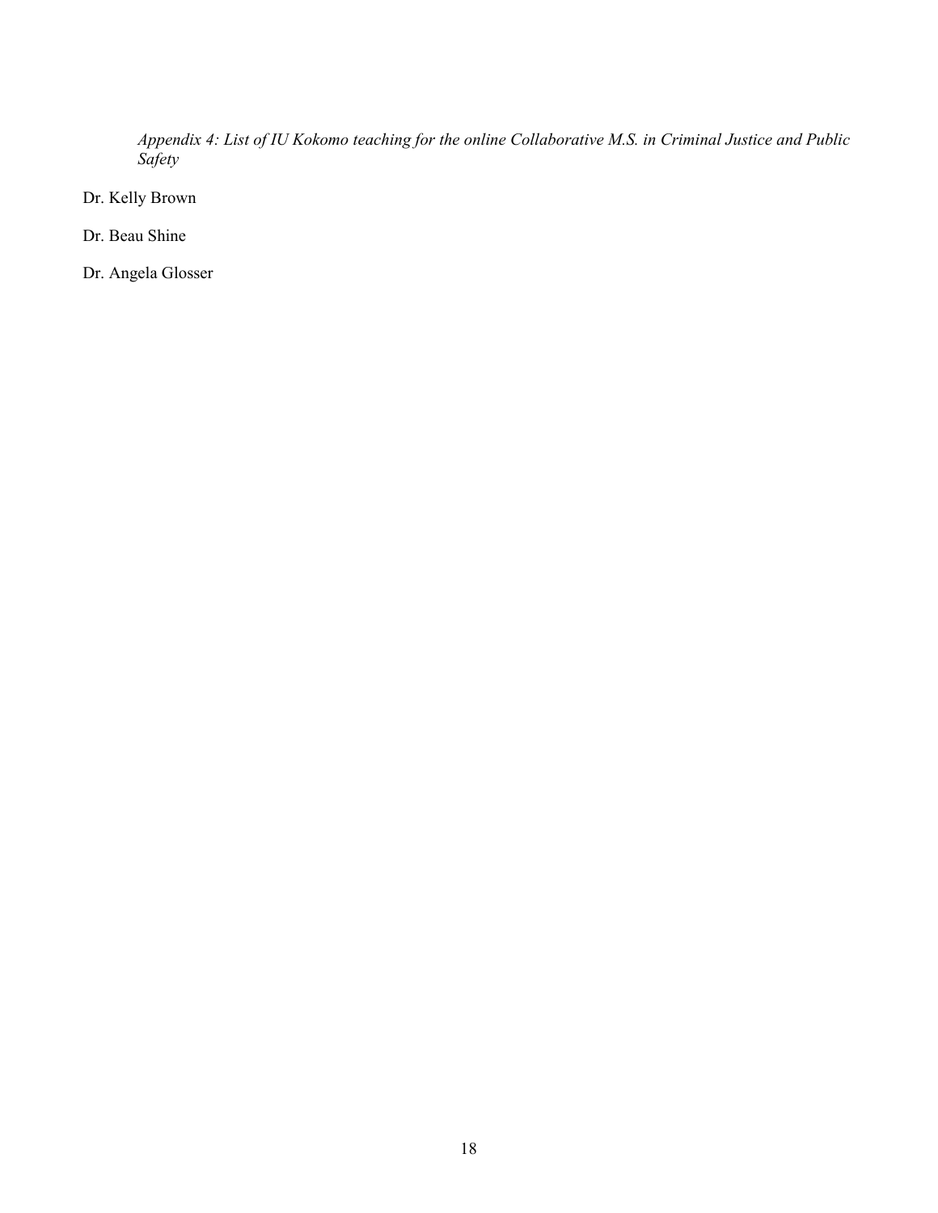*Appendix 4: List of IU Kokomo teaching for the online Collaborative M.S. in Criminal Justice and Public Safety*

Dr. Kelly Brown

Dr. Beau Shine

Dr. Angela Glosser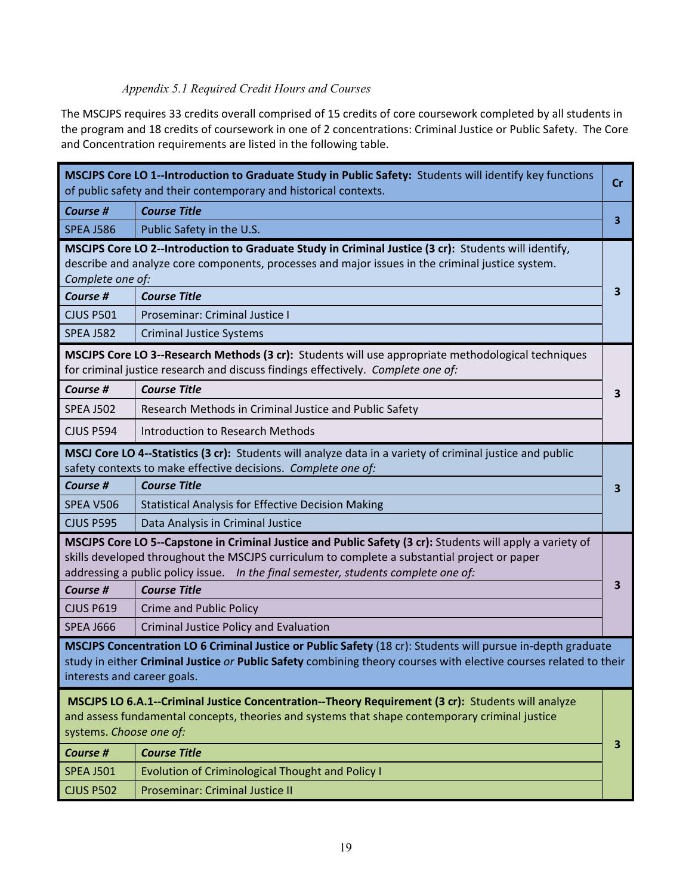*Appendix 5.1 Required Credit Hours and Courses*

The MSCJPS requires 33 credits overall comprised of 15 credits of core coursework completed by all students in the program and 18 credits of coursework in one of 2 concentrations: Criminal Justice or Public Safety. The Core and Concentration requirements are listed in the following table.

| **MSCJPS Core LO 1--Introduction to Graduate Study in Public Safety:** Students will identify key functions of public safety and their contemporary and historical contexts. | | **Cr** |
|---|---|---|
| ***Course #*** | ***Course Title*** | **3** |
| SPEA J586 | Public Safety in the U.S. | |
| **MSCJPS Core LO 2--Introduction to Graduate Study in Criminal Justice (3 cr):** Students will identify, describe and analyze core components, processes and major issues in the criminal justice system. *Complete one of:* | | **3** |
| ***Course #*** | ***Course Title*** | |
| CJUS P501 | Proseminar: Criminal Justice I | |
| SPEA J582 | Criminal Justice Systems | |
| **MSCJPS Core LO 3--Research Methods (3 cr):** Students will use appropriate methodological techniques for criminal justice research and discuss findings effectively. *Complete one of:* | | **3** |
| ***Course #*** | ***Course Title*** | |
| SPEA J502 | Research Methods in Criminal Justice and Public Safety | |
| CJUS P594 | Introduction to Research Methods | |
| **MSCJ Core LO 4--Statistics (3 cr):** Students will analyze data in a variety of criminal justice and public safety contexts to make effective decisions. *Complete one of:* | | **3** |
| ***Course #*** | ***Course Title*** | |
| SPEA V506 | Statistical Analysis for Effective Decision Making | |
| CJUS P595 | Data Analysis in Criminal Justice | |
| **MSCJPS Core LO 5--Capstone in Criminal Justice and Public Safety (3 cr):** Students will apply a variety of skills developed throughout the MSCJPS curriculum to complete a substantial project or paper addressing a public policy issue. *In the final semester, students complete one of:* | | **3** |
| ***Course #*** | ***Course Title*** | |
| CJUS P619 | Crime and Public Policy | |
| SPEA J666 | Criminal Justice Policy and Evaluation | |
| **MSCJPS Concentration LO 6 Criminal Justice or Public Safety** (18 cr): Students will pursue in-depth graduate study in either **Criminal Justice** *or* **Public Safety** combining theory courses with elective courses related to their interests and career goals. | | |
| **MSCJPS LO 6.A.1--Criminal Justice Concentration--Theory Requirement (3 cr):** Students will analyze and assess fundamental concepts, theories and systems that shape contemporary criminal justice systems. *Choose one of:* | | **3** |
| ***Course #*** | ***Course Title*** | |
| SPEA J501 | Evolution of Criminological Thought and Policy I | |
| CJUS P502 | Proseminar: Criminal Justice II | |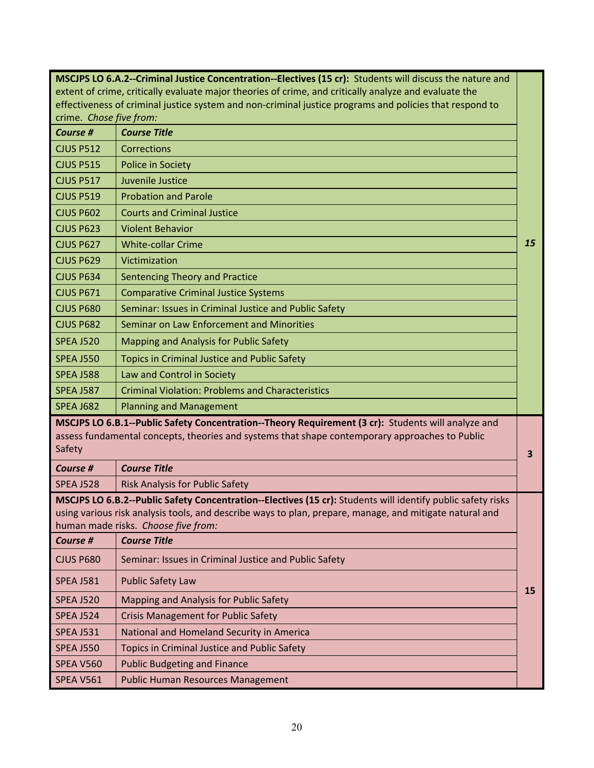| **MSCJPS LO 6.A.2--Criminal Justice Concentration--Electives (15 cr):** Students will discuss the nature and extent of crime, critically evaluate major theories of crime, and critically analyze and evaluate the effectiveness of criminal justice system and non-criminal justice programs and policies that respond to crime. *Chose five from:* | | |
|---|---|---|
| ***Course #*** | ***Course Title*** | ***15*** |
| CJUS P512 | Corrections | |
| CJUS P515 | Police in Society | |
| CJUS P517 | Juvenile Justice | |
| CJUS P519 | Probation and Parole | |
| CJUS P602 | Courts and Criminal Justice | |
| CJUS P623 | Violent Behavior | |
| CJUS P627 | White-collar Crime | |
| CJUS P629 | Victimization | |
| CJUS P634 | Sentencing Theory and Practice | |
| CJUS P671 | Comparative Criminal Justice Systems | |
| CJUS P680 | Seminar: Issues in Criminal Justice and Public Safety | |
| CJUS P682 | Seminar on Law Enforcement and Minorities | |
| SPEA J520 | Mapping and Analysis for Public Safety | |
| SPEA J550 | Topics in Criminal Justice and Public Safety | |
| SPEA J588 | Law and Control in Society | |
| SPEA J587 | Criminal Violation: Problems and Characteristics | |
| SPEA J682 | Planning and Management | |
| **MSCJPS LO 6.B.1--Public Safety Concentration--Theory Requirement (3 cr):** Students will analyze and assess fundamental concepts, theories and systems that shape contemporary approaches to Public Safety | | **3** |
| ***Course #*** | ***Course Title*** | |
| SPEA J528 | Risk Analysis for Public Safety | |
| **MSCJPS LO 6.B.2--Public Safety Concentration--Electives (15 cr):** Students will identify public safety risks using various risk analysis tools, and describe ways to plan, prepare, manage, and mitigate natural and human made risks. *Choose five from:* | | **15** |
| ***Course #*** | ***Course Title*** | |
| CJUS P680 | Seminar: Issues in Criminal Justice and Public Safety | |
| SPEA J581 | Public Safety Law | |
| SPEA J520 | Mapping and Analysis for Public Safety | |
| SPEA J524 | Crisis Management for Public Safety | |
| SPEA J531 | National and Homeland Security in America | |
| SPEA J550 | Topics in Criminal Justice and Public Safety | |
| SPEA V560 | Public Budgeting and Finance | |
| SPEA V561 | Public Human Resources Management | |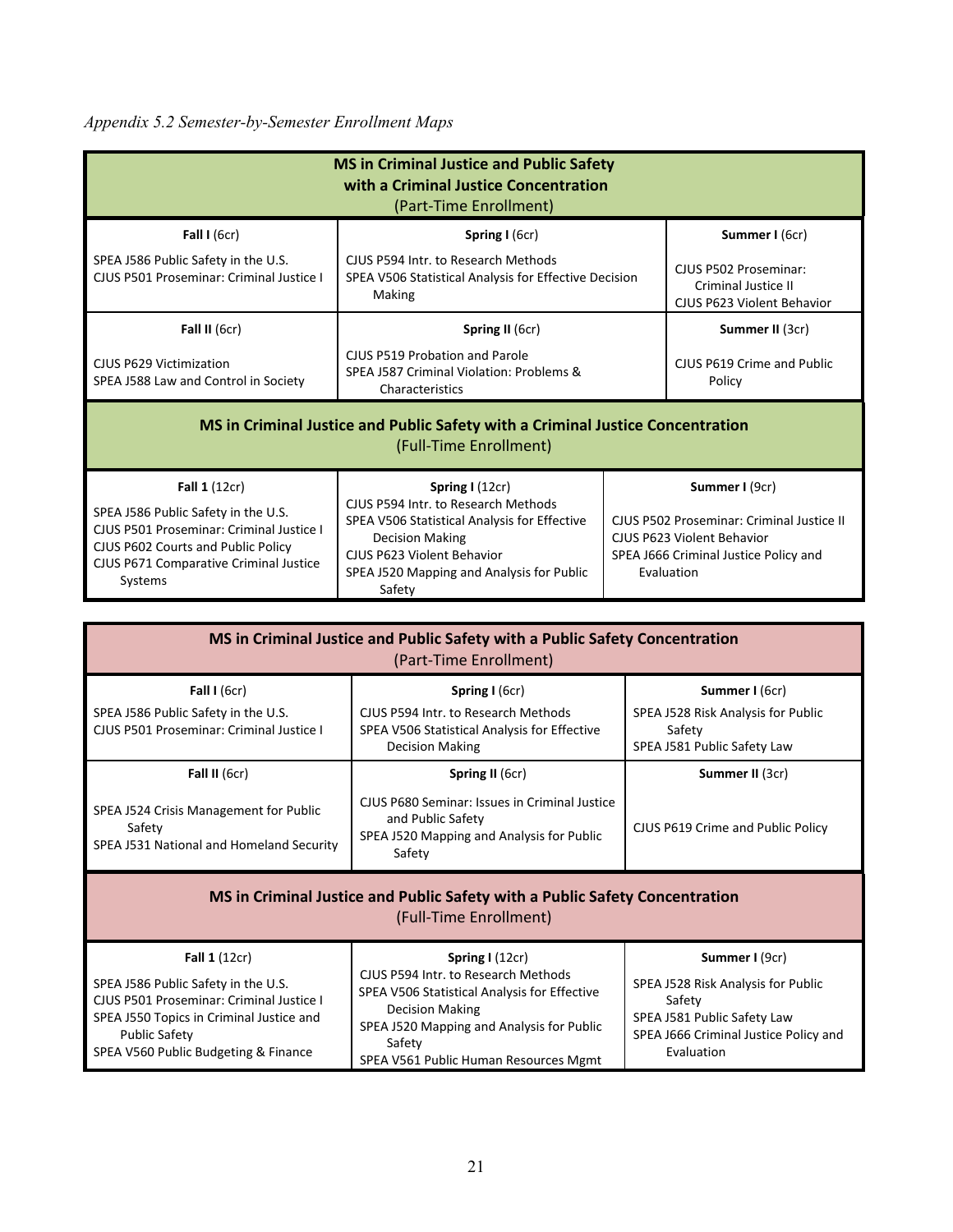*Appendix 5.2 Semester-by-Semester Enrollment Maps*

**MS in Criminal Justice and Public Safety with a Criminal Justice Concentration** (Part-Time Enrollment)

| **Fall I** (6cr) | **Spring I** (6cr) | **Summer I** (6cr) |
|---|---|---|
| SPEA J586 Public Safety in the U.S.<br>CJUS P501 Proseminar: Criminal Justice I | CJUS P594 Intr. to Research Methods<br>SPEA V506 Statistical Analysis for Effective Decision Making | CJUS P502 Proseminar: Criminal Justice II<br>CJUS P623 Violent Behavior |
| **Fall II** (6cr) | **Spring II** (6cr) | **Summer II** (3cr) |
| CJUS P629 Victimization<br>SPEA J588 Law and Control in Society | CJUS P519 Probation and Parole<br>SPEA J587 Criminal Violation: Problems & Characteristics | CJUS P619 Crime and Public Policy |

**MS in Criminal Justice and Public Safety with a Criminal Justice Concentration** (Full-Time Enrollment)

| **Fall 1** (12cr) | **Spring I** (12cr) | **Summer I** (9cr) |
|---|---|---|
| SPEA J586 Public Safety in the U.S.<br>CJUS P501 Proseminar: Criminal Justice I<br>CJUS P602 Courts and Public Policy<br>CJUS P671 Comparative Criminal Justice Systems | CJUS P594 Intr. to Research Methods<br>SPEA V506 Statistical Analysis for Effective Decision Making<br>CJUS P623 Violent Behavior<br>SPEA J520 Mapping and Analysis for Public Safety | CJUS P502 Proseminar: Criminal Justice II<br>CJUS P623 Violent Behavior<br>SPEA J666 Criminal Justice Policy and Evaluation |

**MS in Criminal Justice and Public Safety with a Public Safety Concentration** (Part-Time Enrollment)

| **Fall I** (6cr) | **Spring I** (6cr) | **Summer I** (6cr) |
|---|---|---|
| SPEA J586 Public Safety in the U.S.<br>CJUS P501 Proseminar: Criminal Justice I | CJUS P594 Intr. to Research Methods<br>SPEA V506 Statistical Analysis for Effective Decision Making | SPEA J528 Risk Analysis for Public Safety<br>SPEA J581 Public Safety Law |
| **Fall II** (6cr) | **Spring II** (6cr) | **Summer II** (3cr) |
| SPEA J524 Crisis Management for Public Safety<br>SPEA J531 National and Homeland Security | CJUS P680 Seminar: Issues in Criminal Justice and Public Safety<br>SPEA J520 Mapping and Analysis for Public Safety | CJUS P619 Crime and Public Policy |

**MS in Criminal Justice and Public Safety with a Public Safety Concentration** (Full-Time Enrollment)

| **Fall 1** (12cr) | **Spring I** (12cr) | **Summer I** (9cr) |
|---|---|---|
| SPEA J586 Public Safety in the U.S.<br>CJUS P501 Proseminar: Criminal Justice I<br>SPEA J550 Topics in Criminal Justice and Public Safety<br>SPEA V560 Public Budgeting & Finance | CJUS P594 Intr. to Research Methods<br>SPEA V506 Statistical Analysis for Effective Decision Making<br>SPEA J520 Mapping and Analysis for Public Safety<br>SPEA V561 Public Human Resources Mgmt | SPEA J528 Risk Analysis for Public Safety<br>SPEA J581 Public Safety Law<br>SPEA J666 Criminal Justice Policy and Evaluation |